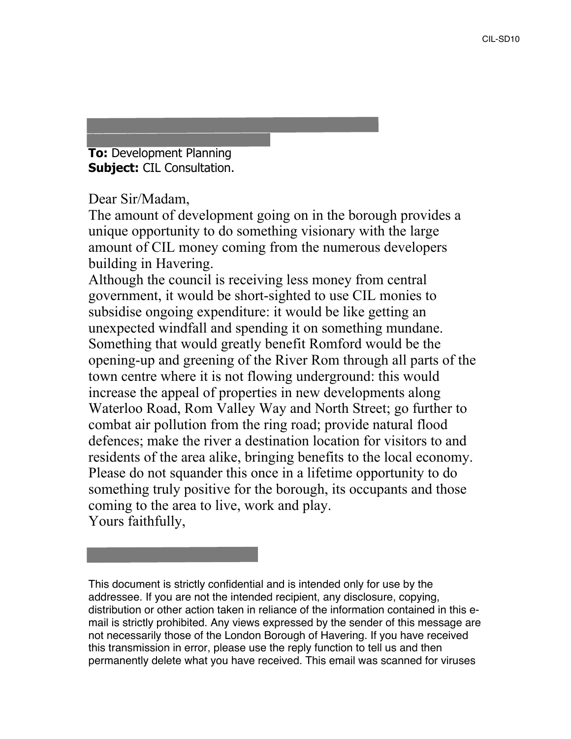**To:** Development Planning
**Subject:** CIL Consultation.

Dear Sir/Madam,

The amount of development going on in the borough provides a unique opportunity to do something visionary with the large amount of CIL money coming from the numerous developers building in Havering.

Although the council is receiving less money from central government, it would be short-sighted to use CIL monies to subsidise ongoing expenditure: it would be like getting an unexpected windfall and spending it on something mundane.

Something that would greatly benefit Romford would be the opening-up and greening of the River Rom through all parts of the town centre where it is not flowing underground: this would increase the appeal of properties in new developments along Waterloo Road, Rom Valley Way and North Street; go further to combat air pollution from the ring road; provide natural flood defences; make the river a destination location for visitors to and residents of the area alike, bringing benefits to the local economy.

Please do not squander this once in a lifetime opportunity to do something truly positive for the borough, its occupants and those coming to the area to live, work and play.

Yours faithfully,

This document is strictly confidential and is intended only for use by the addressee. If you are not the intended recipient, any disclosure, copying, distribution or other action taken in reliance of the information contained in this e-mail is strictly prohibited. Any views expressed by the sender of this message are not necessarily those of the London Borough of Havering. If you have received this transmission in error, please use the reply function to tell us and then permanently delete what you have received. This email was scanned for viruses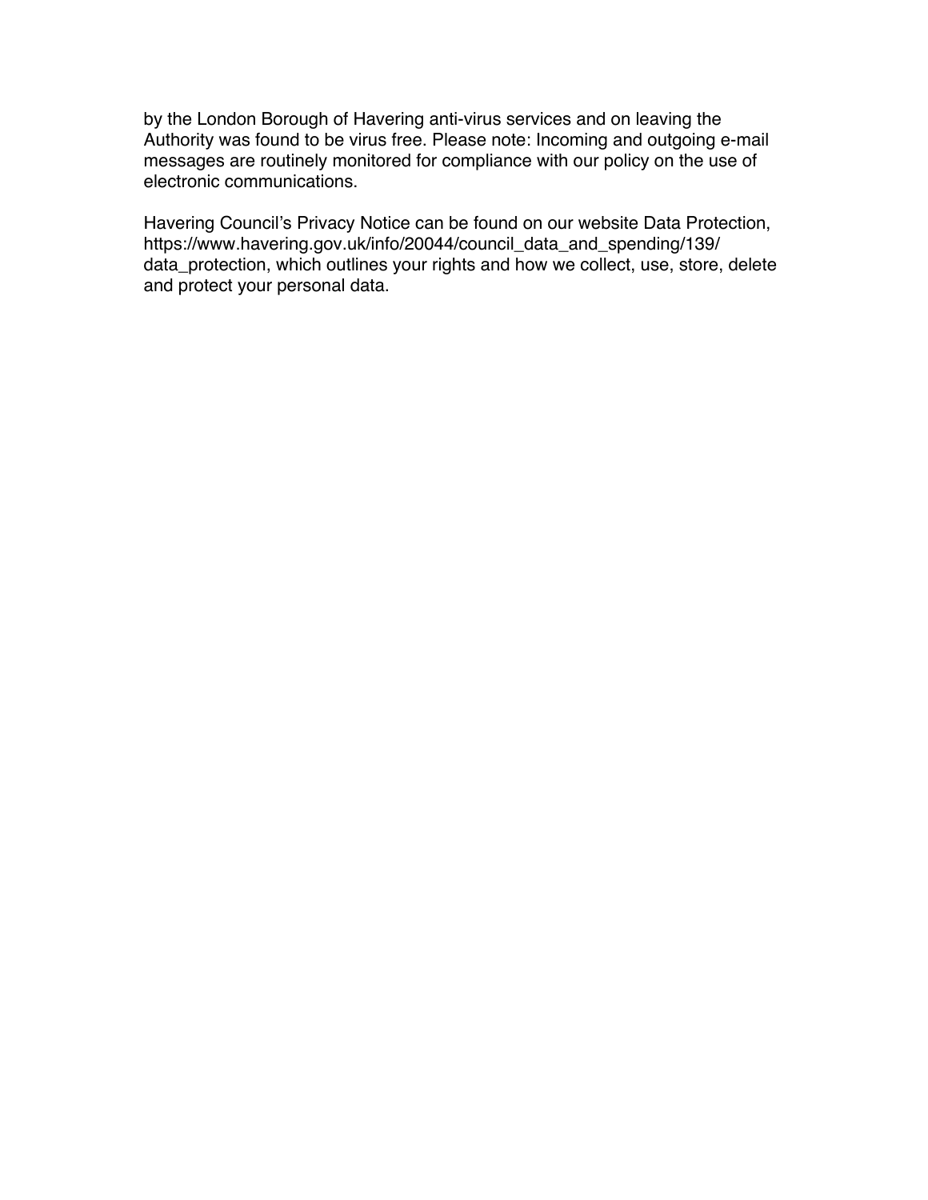by the London Borough of Havering anti-virus services and on leaving the Authority was found to be virus free. Please note: Incoming and outgoing e-mail messages are routinely monitored for compliance with our policy on the use of electronic communications.

Havering Council's Privacy Notice can be found on our website Data Protection, https://www.havering.gov.uk/info/20044/council_data_and_spending/139/data_protection, which outlines your rights and how we collect, use, store, delete and protect your personal data.